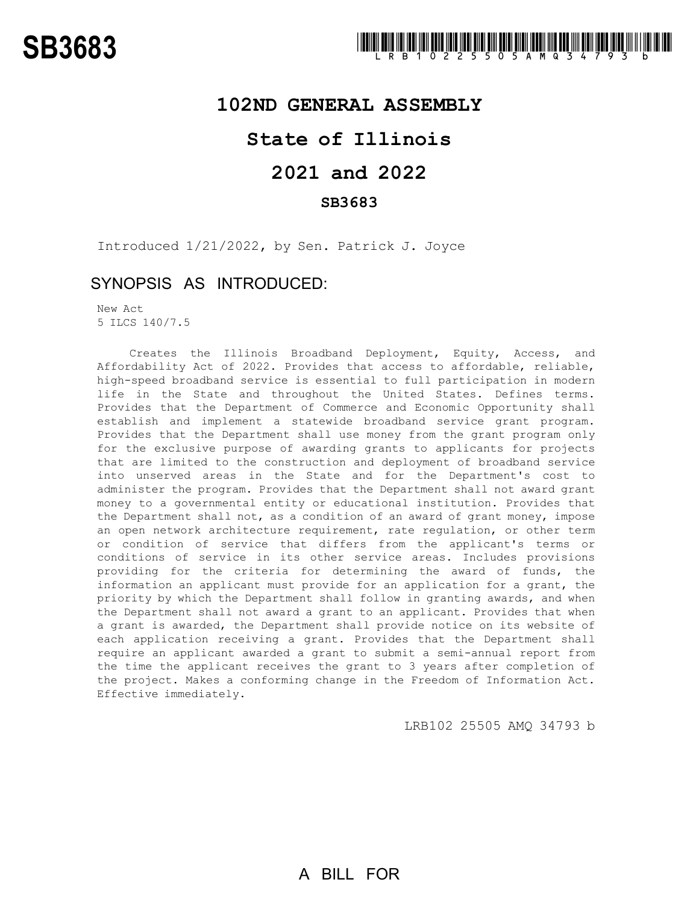# SB3683

# 102ND GENERAL ASSEMBLY

# State of Illinois

# 2021 and 2022

## SB3683

Introduced 1/21/2022, by Sen. Patrick J. Joyce

## SYNOPSIS AS INTRODUCED:

New Act
5 ILCS 140/7.5

Creates the Illinois Broadband Deployment, Equity, Access, and Affordability Act of 2022. Provides that access to affordable, reliable, high-speed broadband service is essential to full participation in modern life in the State and throughout the United States. Defines terms. Provides that the Department of Commerce and Economic Opportunity shall establish and implement a statewide broadband service grant program. Provides that the Department shall use money from the grant program only for the exclusive purpose of awarding grants to applicants for projects that are limited to the construction and deployment of broadband service into unserved areas in the State and for the Department's cost to administer the program. Provides that the Department shall not award grant money to a governmental entity or educational institution. Provides that the Department shall not, as a condition of an award of grant money, impose an open network architecture requirement, rate regulation, or other term or condition of service that differs from the applicant's terms or conditions of service in its other service areas. Includes provisions providing for the criteria for determining the award of funds, the information an applicant must provide for an application for a grant, the priority by which the Department shall follow in granting awards, and when the Department shall not award a grant to an applicant. Provides that when a grant is awarded, the Department shall provide notice on its website of each application receiving a grant. Provides that the Department shall require an applicant awarded a grant to submit a semi-annual report from the time the applicant receives the grant to 3 years after completion of the project. Makes a conforming change in the Freedom of Information Act. Effective immediately.

LRB102 25505 AMQ 34793 b

A BILL FOR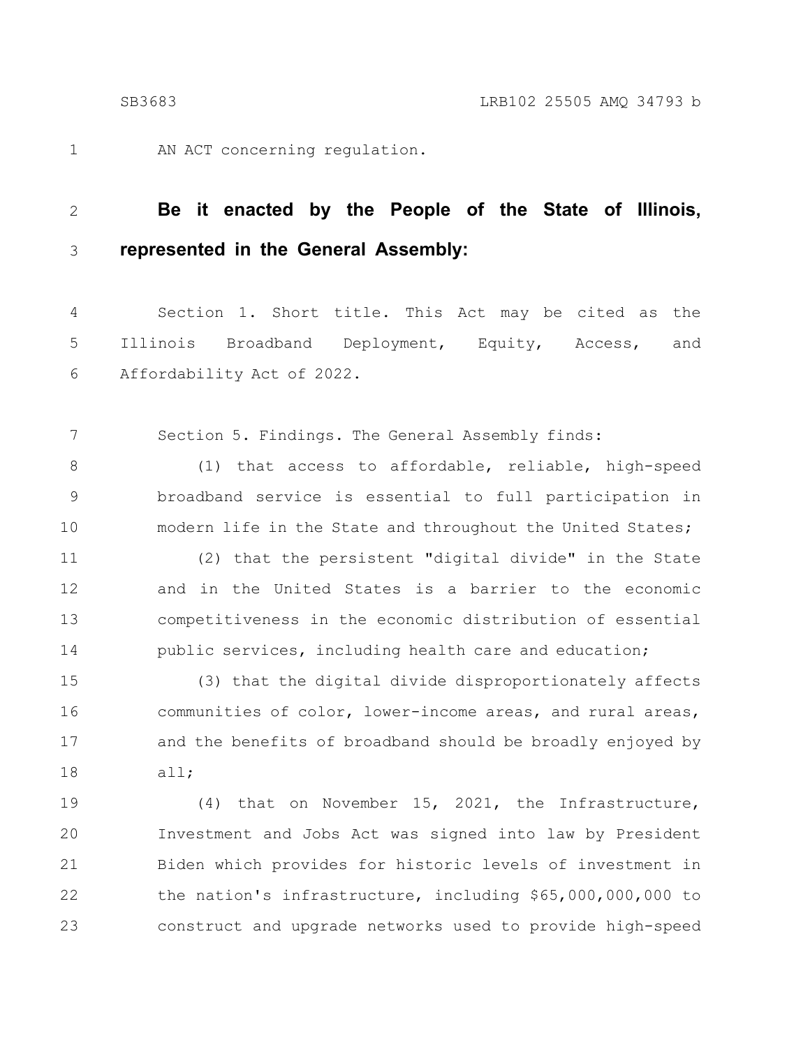AN ACT concerning regulation.

**Be it enacted by the People of the State of Illinois, represented in the General Assembly:**

Section 1. Short title. This Act may be cited as the Illinois Broadband Deployment, Equity, Access, and Affordability Act of 2022.

Section 5. Findings. The General Assembly finds:

(1) that access to affordable, reliable, high-speed broadband service is essential to full participation in modern life in the State and throughout the United States;

(2) that the persistent "digital divide" in the State and in the United States is a barrier to the economic competitiveness in the economic distribution of essential public services, including health care and education;

(3) that the digital divide disproportionately affects communities of color, lower-income areas, and rural areas, and the benefits of broadband should be broadly enjoyed by all;

(4) that on November 15, 2021, the Infrastructure, Investment and Jobs Act was signed into law by President Biden which provides for historic levels of investment in the nation's infrastructure, including $65,000,000,000 to construct and upgrade networks used to provide high-speed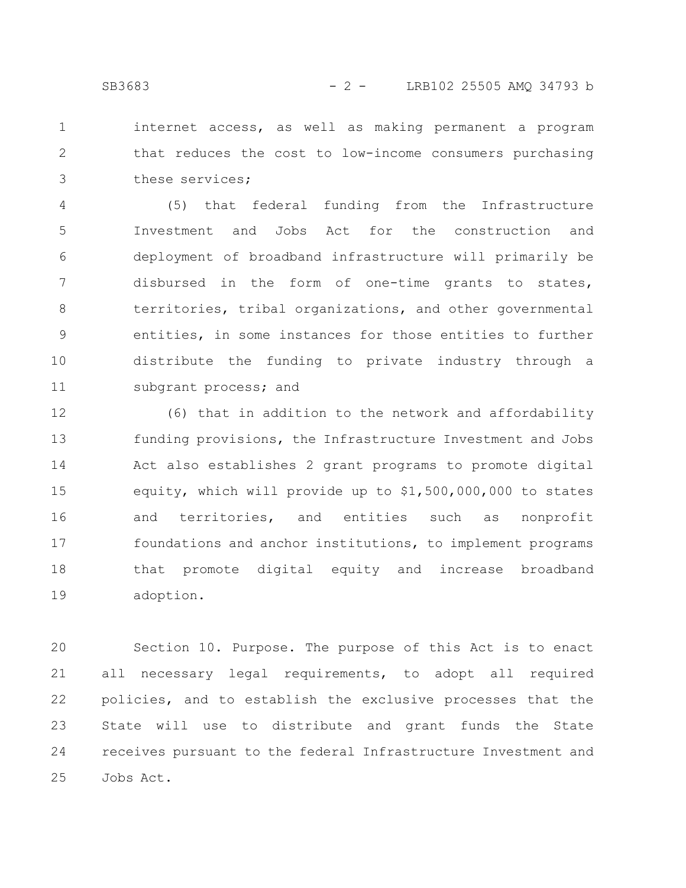internet access, as well as making permanent a program that reduces the cost to low-income consumers purchasing these services;

(5) that federal funding from the Infrastructure Investment and Jobs Act for the construction and deployment of broadband infrastructure will primarily be disbursed in the form of one-time grants to states, territories, tribal organizations, and other governmental entities, in some instances for those entities to further distribute the funding to private industry through a subgrant process; and

(6) that in addition to the network and affordability funding provisions, the Infrastructure Investment and Jobs Act also establishes 2 grant programs to promote digital equity, which will provide up to $1,500,000,000 to states and territories, and entities such as nonprofit foundations and anchor institutions, to implement programs that promote digital equity and increase broadband adoption.

Section 10. Purpose. The purpose of this Act is to enact all necessary legal requirements, to adopt all required policies, and to establish the exclusive processes that the State will use to distribute and grant funds the State receives pursuant to the federal Infrastructure Investment and Jobs Act.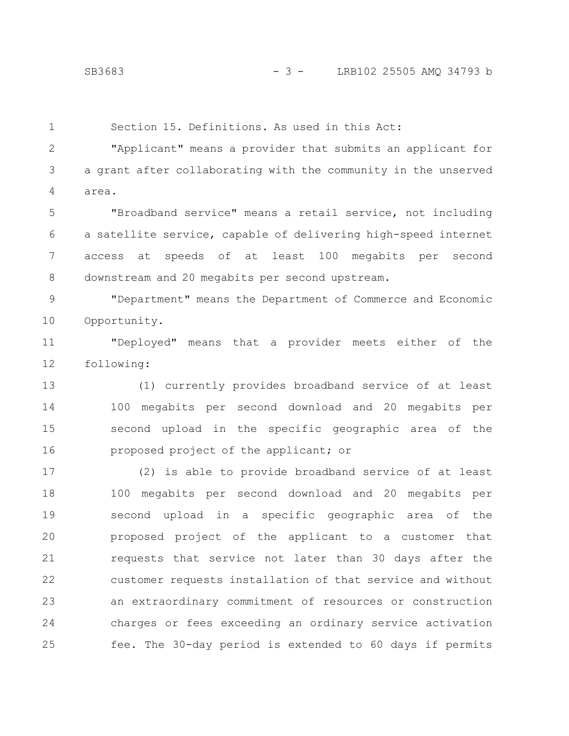Section 15. Definitions. As used in this Act:

"Applicant" means a provider that submits an applicant for a grant after collaborating with the community in the unserved area.

"Broadband service" means a retail service, not including a satellite service, capable of delivering high-speed internet access at speeds of at least 100 megabits per second downstream and 20 megabits per second upstream.

"Department" means the Department of Commerce and Economic Opportunity.

"Deployed" means that a provider meets either of the following:

(1) currently provides broadband service of at least 100 megabits per second download and 20 megabits per second upload in the specific geographic area of the proposed project of the applicant; or

(2) is able to provide broadband service of at least 100 megabits per second download and 20 megabits per second upload in a specific geographic area of the proposed project of the applicant to a customer that requests that service not later than 30 days after the customer requests installation of that service and without an extraordinary commitment of resources or construction charges or fees exceeding an ordinary service activation fee. The 30-day period is extended to 60 days if permits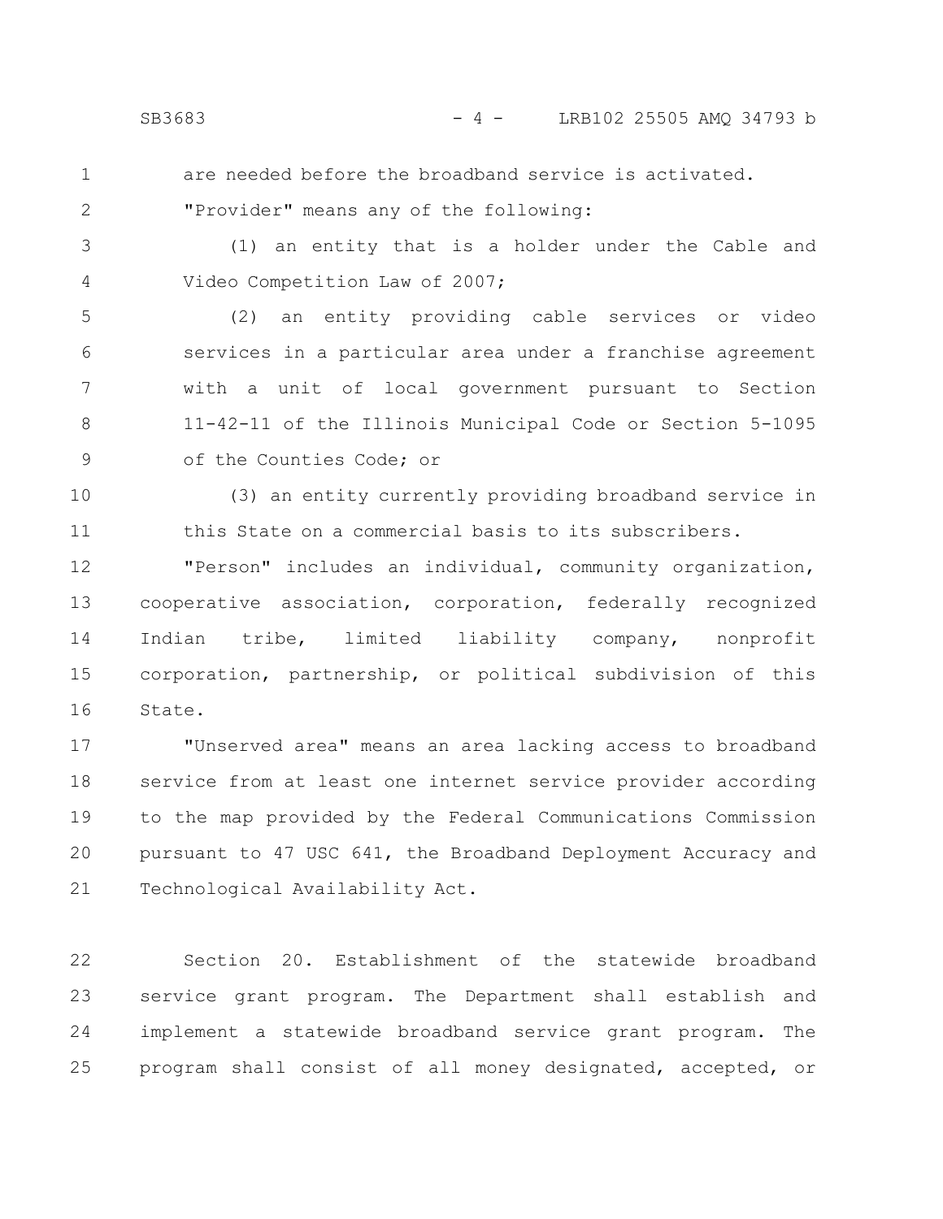are needed before the broadband service is activated.

"Provider" means any of the following:

(1) an entity that is a holder under the Cable and Video Competition Law of 2007;

(2) an entity providing cable services or video services in a particular area under a franchise agreement with a unit of local government pursuant to Section 11-42-11 of the Illinois Municipal Code or Section 5-1095 of the Counties Code; or

(3) an entity currently providing broadband service in this State on a commercial basis to its subscribers.

"Person" includes an individual, community organization, cooperative association, corporation, federally recognized Indian tribe, limited liability company, nonprofit corporation, partnership, or political subdivision of this State.

"Unserved area" means an area lacking access to broadband service from at least one internet service provider according to the map provided by the Federal Communications Commission pursuant to 47 USC 641, the Broadband Deployment Accuracy and Technological Availability Act.

Section 20. Establishment of the statewide broadband service grant program. The Department shall establish and implement a statewide broadband service grant program. The program shall consist of all money designated, accepted, or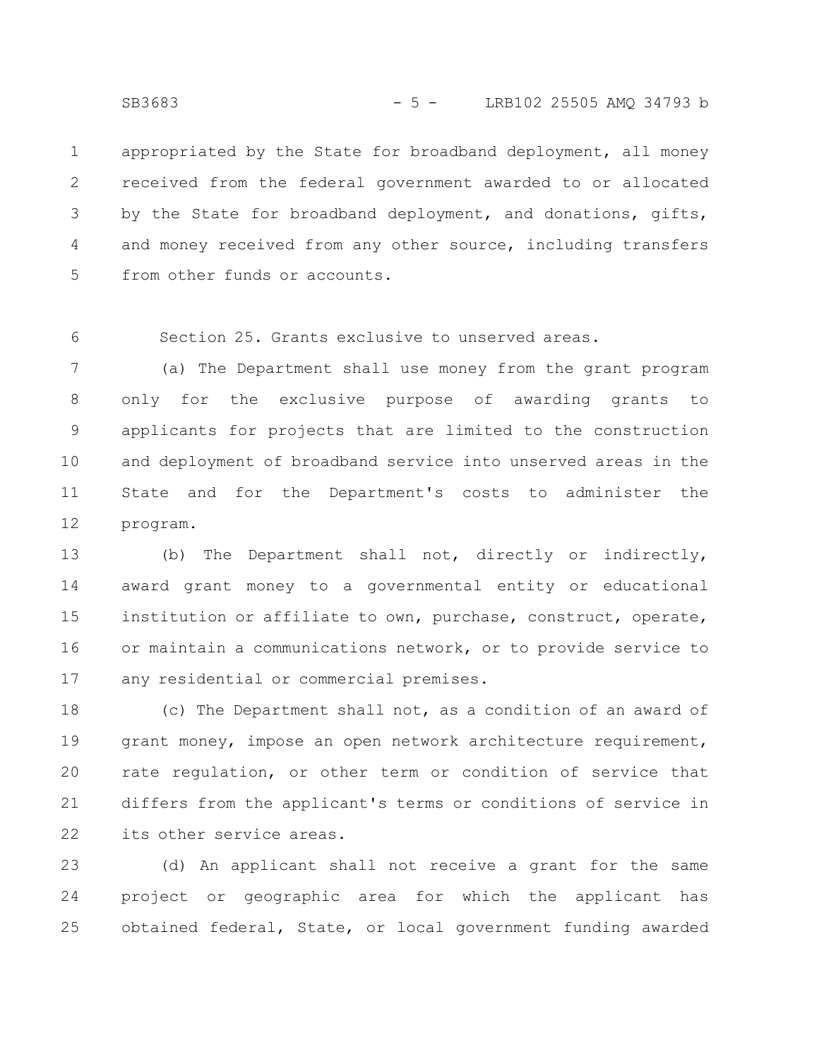appropriated by the State for broadband deployment, all money received from the federal government awarded to or allocated by the State for broadband deployment, and donations, gifts, and money received from any other source, including transfers from other funds or accounts.

Section 25. Grants exclusive to unserved areas.

(a) The Department shall use money from the grant program only for the exclusive purpose of awarding grants to applicants for projects that are limited to the construction and deployment of broadband service into unserved areas in the State and for the Department's costs to administer the program.

(b) The Department shall not, directly or indirectly, award grant money to a governmental entity or educational institution or affiliate to own, purchase, construct, operate, or maintain a communications network, or to provide service to any residential or commercial premises.

(c) The Department shall not, as a condition of an award of grant money, impose an open network architecture requirement, rate regulation, or other term or condition of service that differs from the applicant's terms or conditions of service in its other service areas.

(d) An applicant shall not receive a grant for the same project or geographic area for which the applicant has obtained federal, State, or local government funding awarded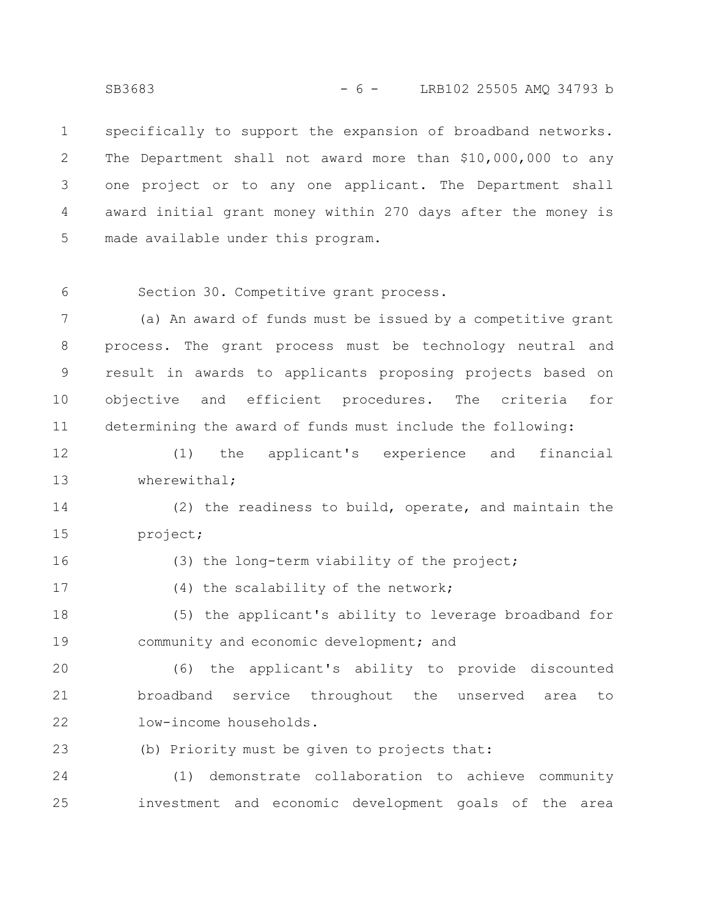specifically to support the expansion of broadband networks. The Department shall not award more than $10,000,000 to any one project or to any one applicant. The Department shall award initial grant money within 270 days after the money is made available under this program.

Section 30. Competitive grant process.

(a) An award of funds must be issued by a competitive grant process. The grant process must be technology neutral and result in awards to applicants proposing projects based on objective and efficient procedures. The criteria for determining the award of funds must include the following:

(1) the applicant's experience and financial wherewithal;

(2) the readiness to build, operate, and maintain the project;

(3) the long-term viability of the project;

(4) the scalability of the network;

(5) the applicant's ability to leverage broadband for community and economic development; and

(6) the applicant's ability to provide discounted broadband service throughout the unserved area to low-income households.

(b) Priority must be given to projects that:

(1) demonstrate collaboration to achieve community investment and economic development goals of the area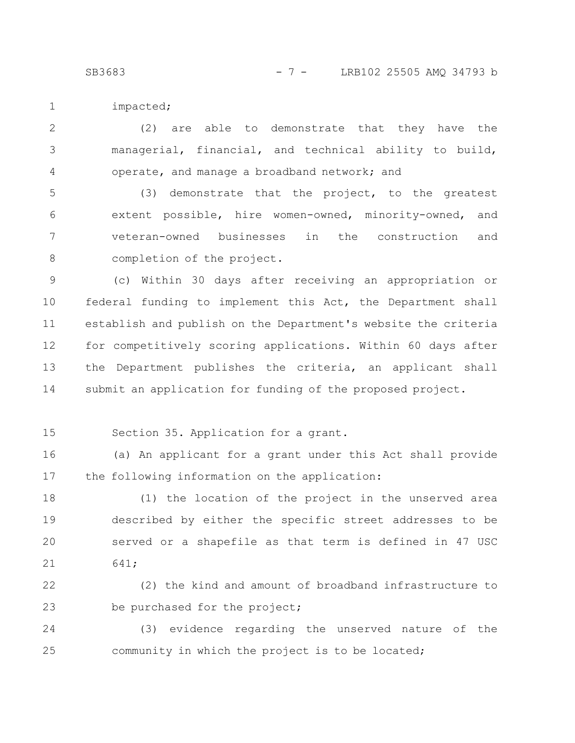impacted;

(2) are able to demonstrate that they have the managerial, financial, and technical ability to build, operate, and manage a broadband network; and

(3) demonstrate that the project, to the greatest extent possible, hire women-owned, minority-owned, and veteran-owned businesses in the construction and completion of the project.

(c) Within 30 days after receiving an appropriation or federal funding to implement this Act, the Department shall establish and publish on the Department's website the criteria for competitively scoring applications. Within 60 days after the Department publishes the criteria, an applicant shall submit an application for funding of the proposed project.

Section 35. Application for a grant.

(a) An applicant for a grant under this Act shall provide the following information on the application:

(1) the location of the project in the unserved area described by either the specific street addresses to be served or a shapefile as that term is defined in 47 USC 641;

(2) the kind and amount of broadband infrastructure to be purchased for the project;

(3) evidence regarding the unserved nature of the community in which the project is to be located;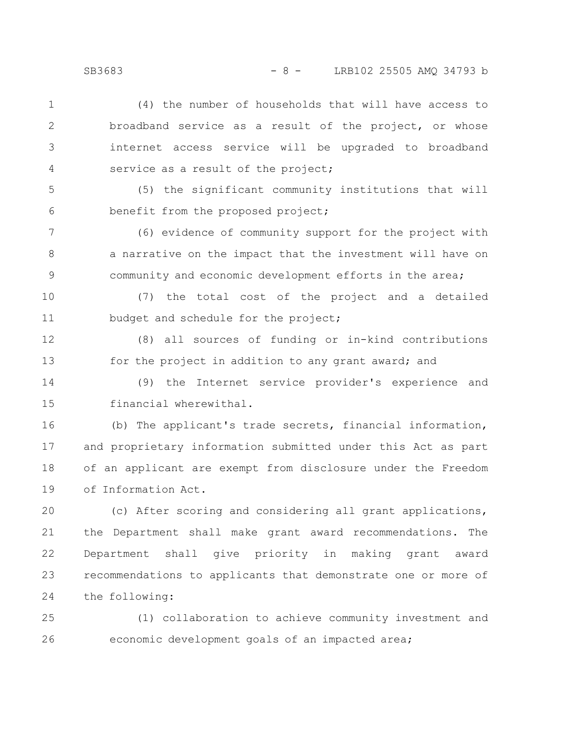(4) the number of households that will have access to broadband service as a result of the project, or whose internet access service will be upgraded to broadband service as a result of the project;

(5) the significant community institutions that will benefit from the proposed project;

(6) evidence of community support for the project with a narrative on the impact that the investment will have on community and economic development efforts in the area;

(7) the total cost of the project and a detailed budget and schedule for the project;

(8) all sources of funding or in-kind contributions for the project in addition to any grant award; and

(9) the Internet service provider's experience and financial wherewithal.

(b) The applicant's trade secrets, financial information, and proprietary information submitted under this Act as part of an applicant are exempt from disclosure under the Freedom of Information Act.

(c) After scoring and considering all grant applications, the Department shall make grant award recommendations. The Department shall give priority in making grant award recommendations to applicants that demonstrate one or more of the following:

(1) collaboration to achieve community investment and economic development goals of an impacted area;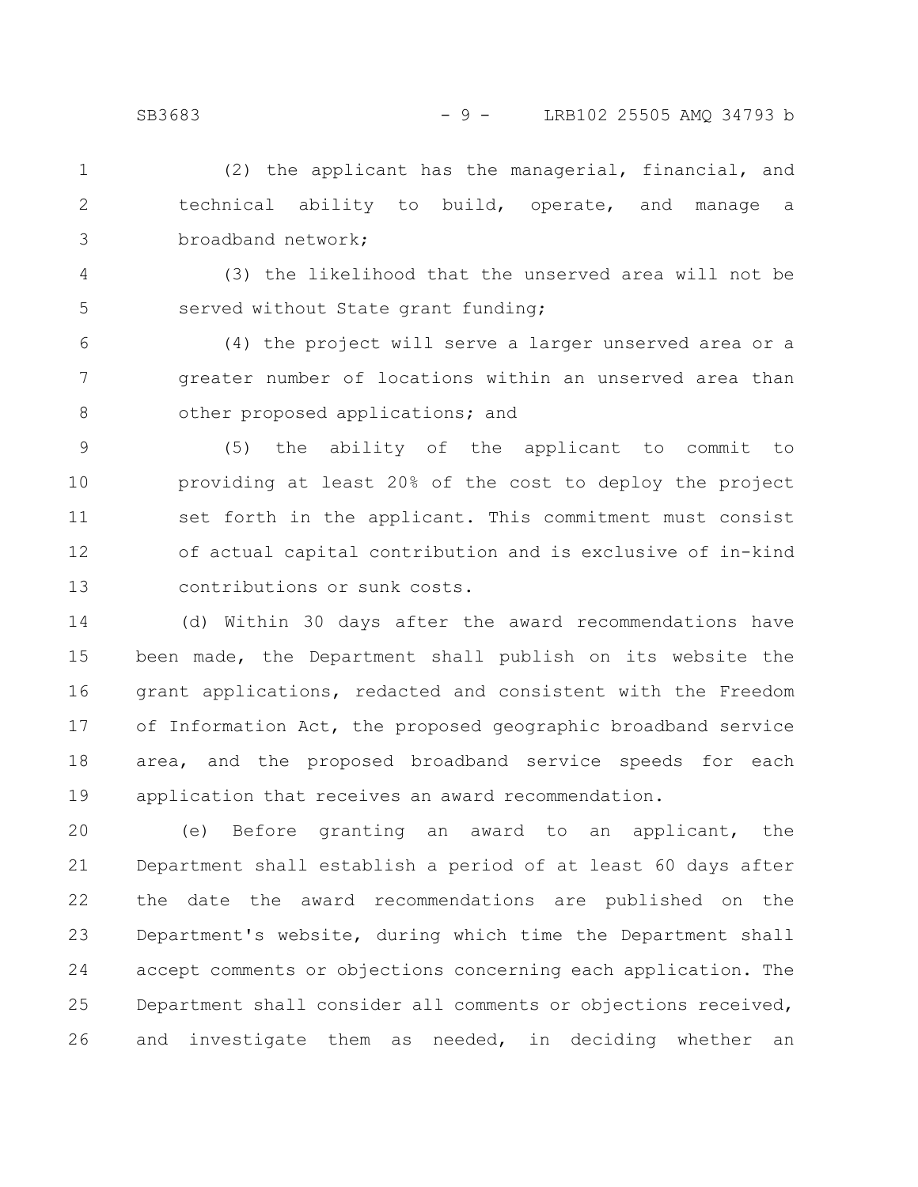(2) the applicant has the managerial, financial, and technical ability to build, operate, and manage a broadband network;

(3) the likelihood that the unserved area will not be served without State grant funding;

(4) the project will serve a larger unserved area or a greater number of locations within an unserved area than other proposed applications; and

(5) the ability of the applicant to commit to providing at least 20% of the cost to deploy the project set forth in the applicant. This commitment must consist of actual capital contribution and is exclusive of in-kind contributions or sunk costs.

(d) Within 30 days after the award recommendations have been made, the Department shall publish on its website the grant applications, redacted and consistent with the Freedom of Information Act, the proposed geographic broadband service area, and the proposed broadband service speeds for each application that receives an award recommendation.

(e) Before granting an award to an applicant, the Department shall establish a period of at least 60 days after the date the award recommendations are published on the Department's website, during which time the Department shall accept comments or objections concerning each application. The Department shall consider all comments or objections received, and investigate them as needed, in deciding whether an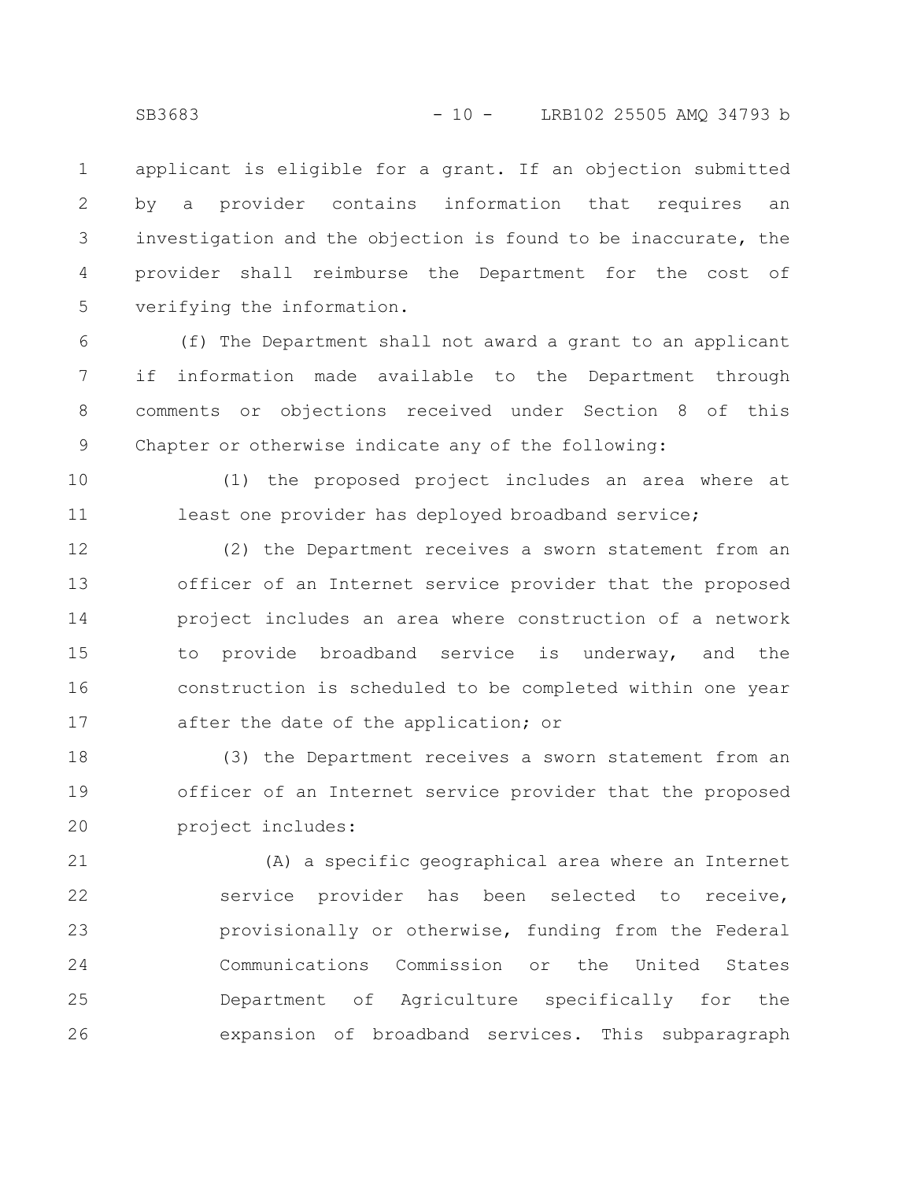applicant is eligible for a grant. If an objection submitted by a provider contains information that requires an investigation and the objection is found to be inaccurate, the provider shall reimburse the Department for the cost of verifying the information.

(f) The Department shall not award a grant to an applicant if information made available to the Department through comments or objections received under Section 8 of this Chapter or otherwise indicate any of the following:

(1) the proposed project includes an area where at least one provider has deployed broadband service;

(2) the Department receives a sworn statement from an officer of an Internet service provider that the proposed project includes an area where construction of a network to provide broadband service is underway, and the construction is scheduled to be completed within one year after the date of the application; or

(3) the Department receives a sworn statement from an officer of an Internet service provider that the proposed project includes:

(A) a specific geographical area where an Internet service provider has been selected to receive, provisionally or otherwise, funding from the Federal Communications Commission or the United States Department of Agriculture specifically for the expansion of broadband services. This subparagraph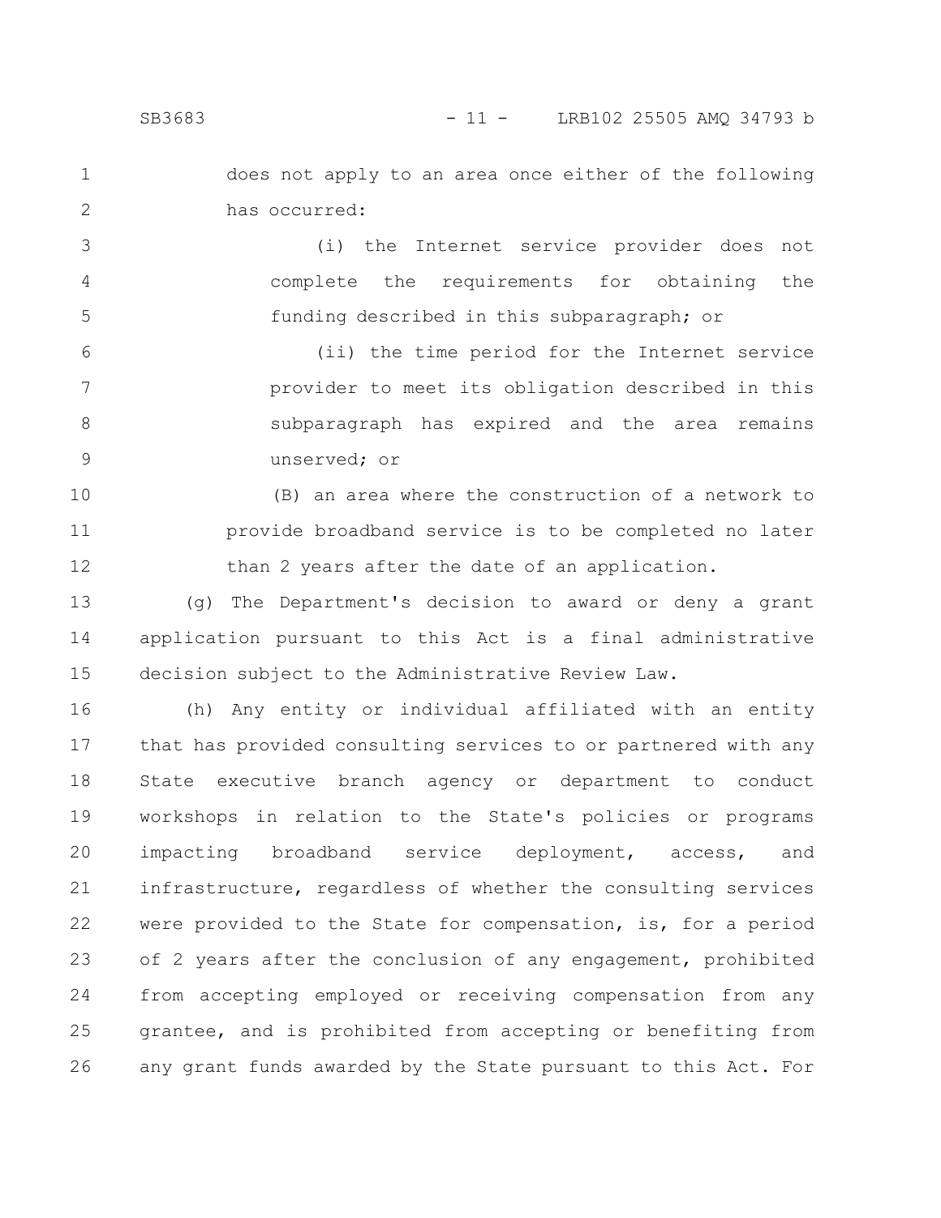does not apply to an area once either of the following has occurred:

(i) the Internet service provider does not complete the requirements for obtaining the funding described in this subparagraph; or

(ii) the time period for the Internet service provider to meet its obligation described in this subparagraph has expired and the area remains unserved; or

(B) an area where the construction of a network to provide broadband service is to be completed no later than 2 years after the date of an application.

(g) The Department's decision to award or deny a grant application pursuant to this Act is a final administrative decision subject to the Administrative Review Law.

(h) Any entity or individual affiliated with an entity that has provided consulting services to or partnered with any State executive branch agency or department to conduct workshops in relation to the State's policies or programs impacting broadband service deployment, access, and infrastructure, regardless of whether the consulting services were provided to the State for compensation, is, for a period of 2 years after the conclusion of any engagement, prohibited from accepting employed or receiving compensation from any grantee, and is prohibited from accepting or benefiting from any grant funds awarded by the State pursuant to this Act. For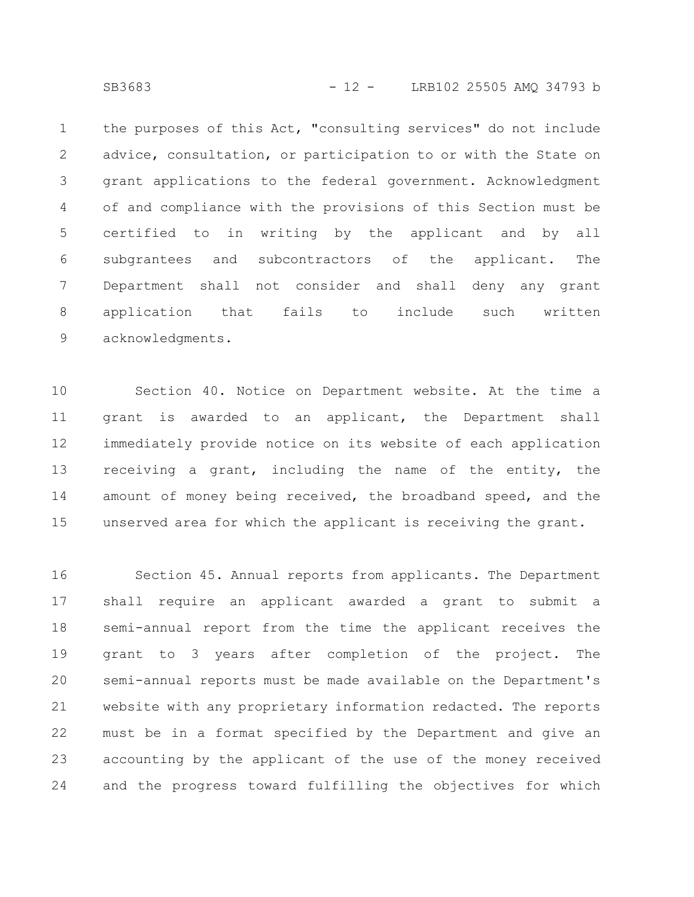the purposes of this Act, "consulting services" do not include advice, consultation, or participation to or with the State on grant applications to the federal government. Acknowledgment of and compliance with the provisions of this Section must be certified to in writing by the applicant and by all subgrantees and subcontractors of the applicant. The Department shall not consider and shall deny any grant application that fails to include such written acknowledgments.

Section 40. Notice on Department website. At the time a grant is awarded to an applicant, the Department shall immediately provide notice on its website of each application receiving a grant, including the name of the entity, the amount of money being received, the broadband speed, and the unserved area for which the applicant is receiving the grant.

Section 45. Annual reports from applicants. The Department shall require an applicant awarded a grant to submit a semi-annual report from the time the applicant receives the grant to 3 years after completion of the project. The semi-annual reports must be made available on the Department's website with any proprietary information redacted. The reports must be in a format specified by the Department and give an accounting by the applicant of the use of the money received and the progress toward fulfilling the objectives for which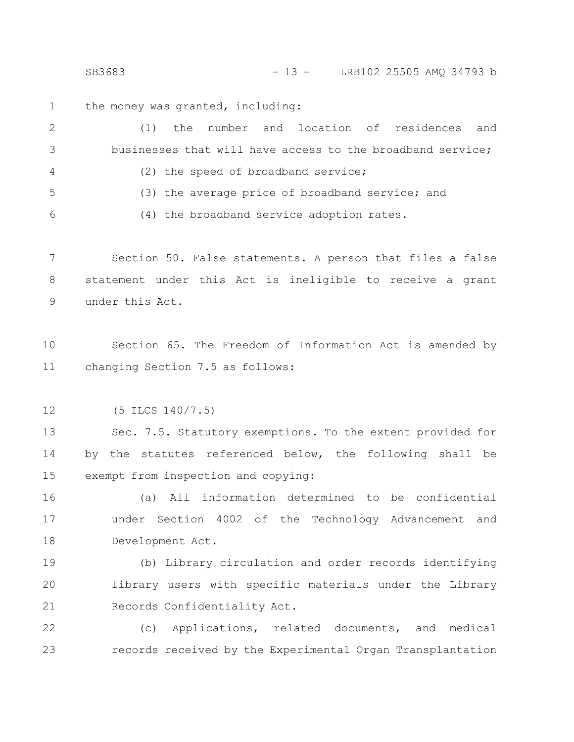the money was granted, including:

(1) the number and location of residences and businesses that will have access to the broadband service;

(2) the speed of broadband service;

(3) the average price of broadband service; and

(4) the broadband service adoption rates.

Section 50. False statements. A person that files a false statement under this Act is ineligible to receive a grant under this Act.

Section 65. The Freedom of Information Act is amended by changing Section 7.5 as follows:

(5 ILCS 140/7.5)

Sec. 7.5. Statutory exemptions. To the extent provided for by the statutes referenced below, the following shall be exempt from inspection and copying:

(a) All information determined to be confidential under Section 4002 of the Technology Advancement and Development Act.

(b) Library circulation and order records identifying library users with specific materials under the Library Records Confidentiality Act.

(c) Applications, related documents, and medical records received by the Experimental Organ Transplantation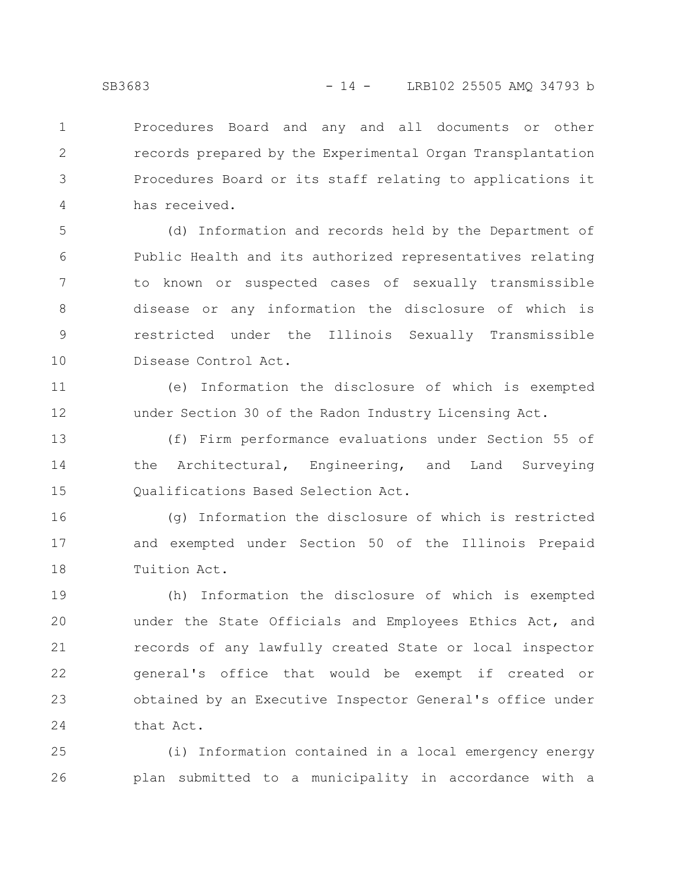Procedures Board and any and all documents or other records prepared by the Experimental Organ Transplantation Procedures Board or its staff relating to applications it has received.

(d) Information and records held by the Department of Public Health and its authorized representatives relating to known or suspected cases of sexually transmissible disease or any information the disclosure of which is restricted under the Illinois Sexually Transmissible Disease Control Act.

(e) Information the disclosure of which is exempted under Section 30 of the Radon Industry Licensing Act.

(f) Firm performance evaluations under Section 55 of the Architectural, Engineering, and Land Surveying Qualifications Based Selection Act.

(g) Information the disclosure of which is restricted and exempted under Section 50 of the Illinois Prepaid Tuition Act.

(h) Information the disclosure of which is exempted under the State Officials and Employees Ethics Act, and records of any lawfully created State or local inspector general's office that would be exempt if created or obtained by an Executive Inspector General's office under that Act.

(i) Information contained in a local emergency energy plan submitted to a municipality in accordance with a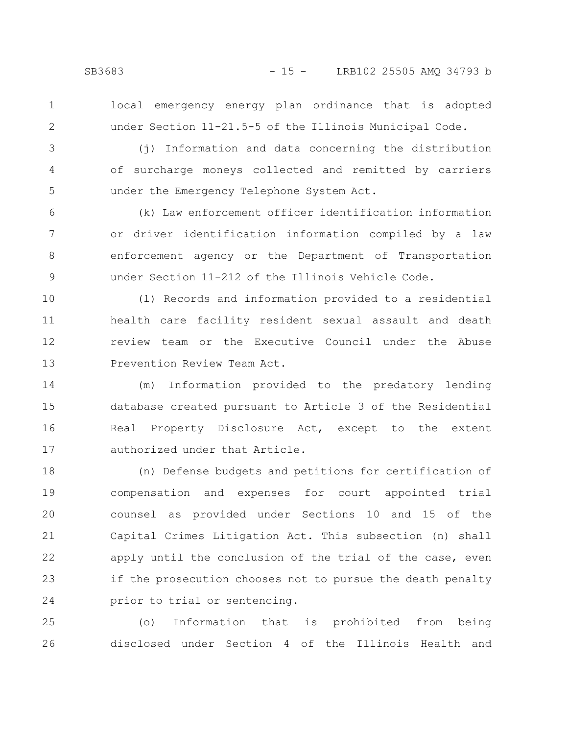local emergency energy plan ordinance that is adopted under Section 11-21.5-5 of the Illinois Municipal Code.

(j) Information and data concerning the distribution of surcharge moneys collected and remitted by carriers under the Emergency Telephone System Act.

(k) Law enforcement officer identification information or driver identification information compiled by a law enforcement agency or the Department of Transportation under Section 11-212 of the Illinois Vehicle Code.

(l) Records and information provided to a residential health care facility resident sexual assault and death review team or the Executive Council under the Abuse Prevention Review Team Act.

(m) Information provided to the predatory lending database created pursuant to Article 3 of the Residential Real Property Disclosure Act, except to the extent authorized under that Article.

(n) Defense budgets and petitions for certification of compensation and expenses for court appointed trial counsel as provided under Sections 10 and 15 of the Capital Crimes Litigation Act. This subsection (n) shall apply until the conclusion of the trial of the case, even if the prosecution chooses not to pursue the death penalty prior to trial or sentencing.

(o) Information that is prohibited from being disclosed under Section 4 of the Illinois Health and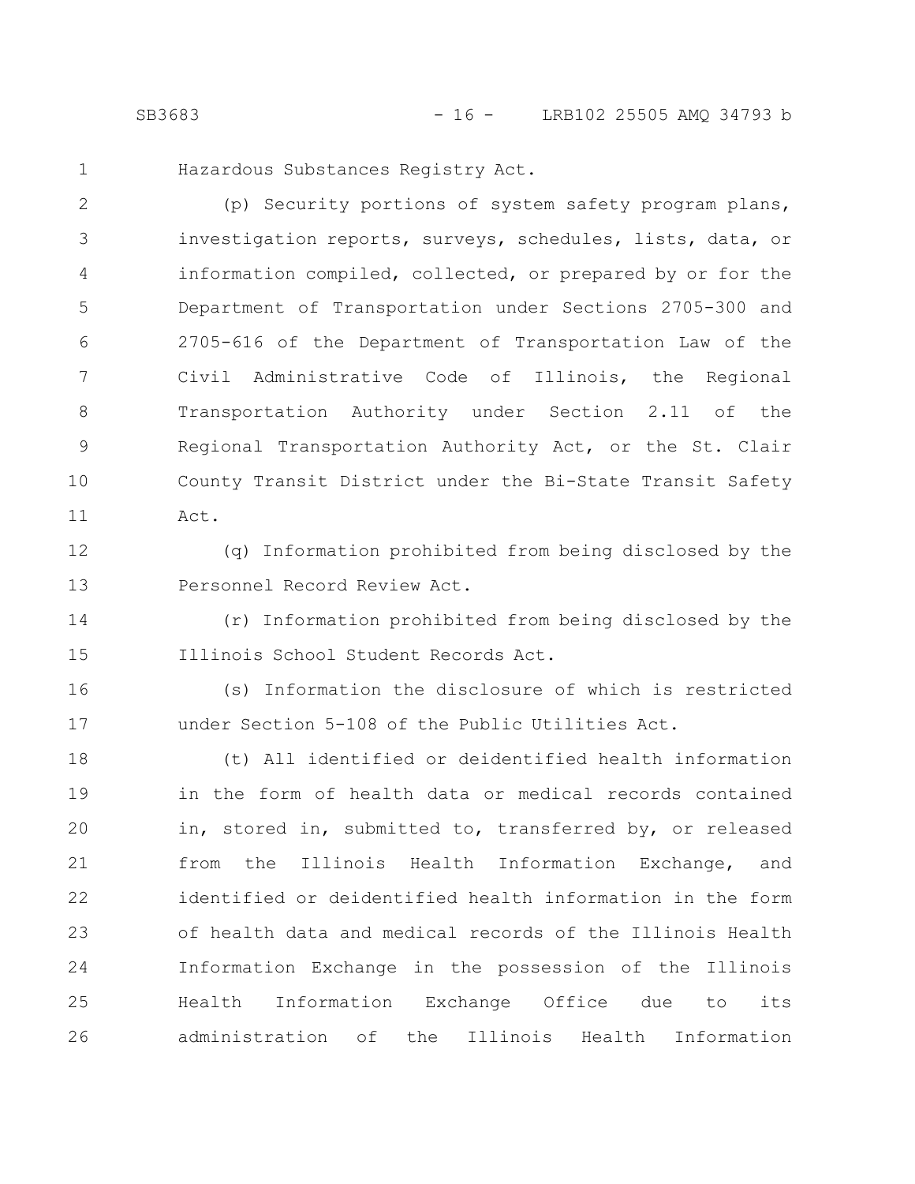Hazardous Substances Registry Act.

(p) Security portions of system safety program plans, investigation reports, surveys, schedules, lists, data, or information compiled, collected, or prepared by or for the Department of Transportation under Sections 2705-300 and 2705-616 of the Department of Transportation Law of the Civil Administrative Code of Illinois, the Regional Transportation Authority under Section 2.11 of the Regional Transportation Authority Act, or the St. Clair County Transit District under the Bi-State Transit Safety Act.

(q) Information prohibited from being disclosed by the Personnel Record Review Act.

(r) Information prohibited from being disclosed by the Illinois School Student Records Act.

(s) Information the disclosure of which is restricted under Section 5-108 of the Public Utilities Act.

(t) All identified or deidentified health information in the form of health data or medical records contained in, stored in, submitted to, transferred by, or released from the Illinois Health Information Exchange, and identified or deidentified health information in the form of health data and medical records of the Illinois Health Information Exchange in the possession of the Illinois Health Information Exchange Office due to its administration of the Illinois Health Information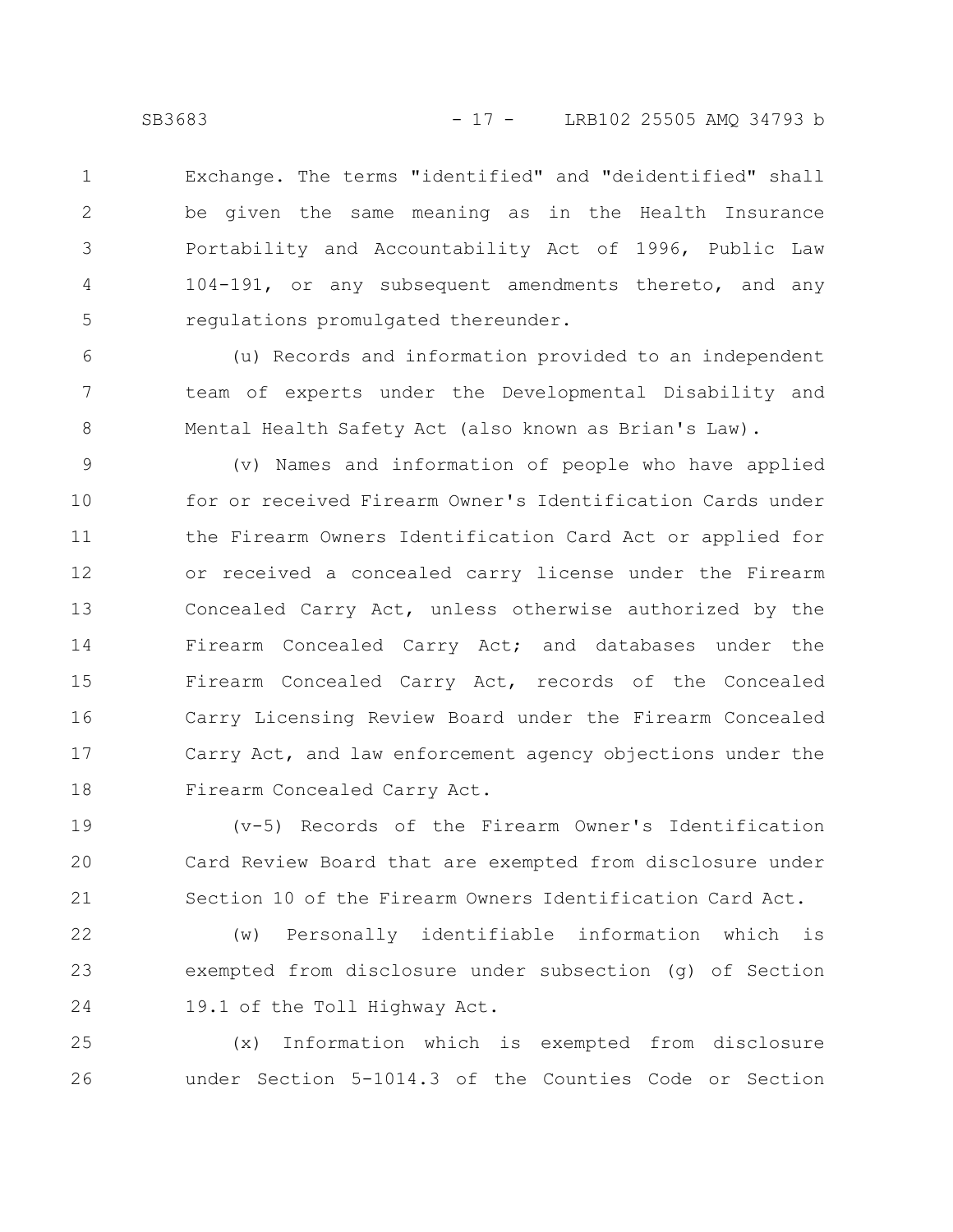Exchange. The terms "identified" and "deidentified" shall be given the same meaning as in the Health Insurance Portability and Accountability Act of 1996, Public Law 104-191, or any subsequent amendments thereto, and any regulations promulgated thereunder.

(u) Records and information provided to an independent team of experts under the Developmental Disability and Mental Health Safety Act (also known as Brian's Law).

(v) Names and information of people who have applied for or received Firearm Owner's Identification Cards under the Firearm Owners Identification Card Act or applied for or received a concealed carry license under the Firearm Concealed Carry Act, unless otherwise authorized by the Firearm Concealed Carry Act; and databases under the Firearm Concealed Carry Act, records of the Concealed Carry Licensing Review Board under the Firearm Concealed Carry Act, and law enforcement agency objections under the Firearm Concealed Carry Act.

(v-5) Records of the Firearm Owner's Identification Card Review Board that are exempted from disclosure under Section 10 of the Firearm Owners Identification Card Act.

(w) Personally identifiable information which is exempted from disclosure under subsection (g) of Section 19.1 of the Toll Highway Act.

(x) Information which is exempted from disclosure under Section 5-1014.3 of the Counties Code or Section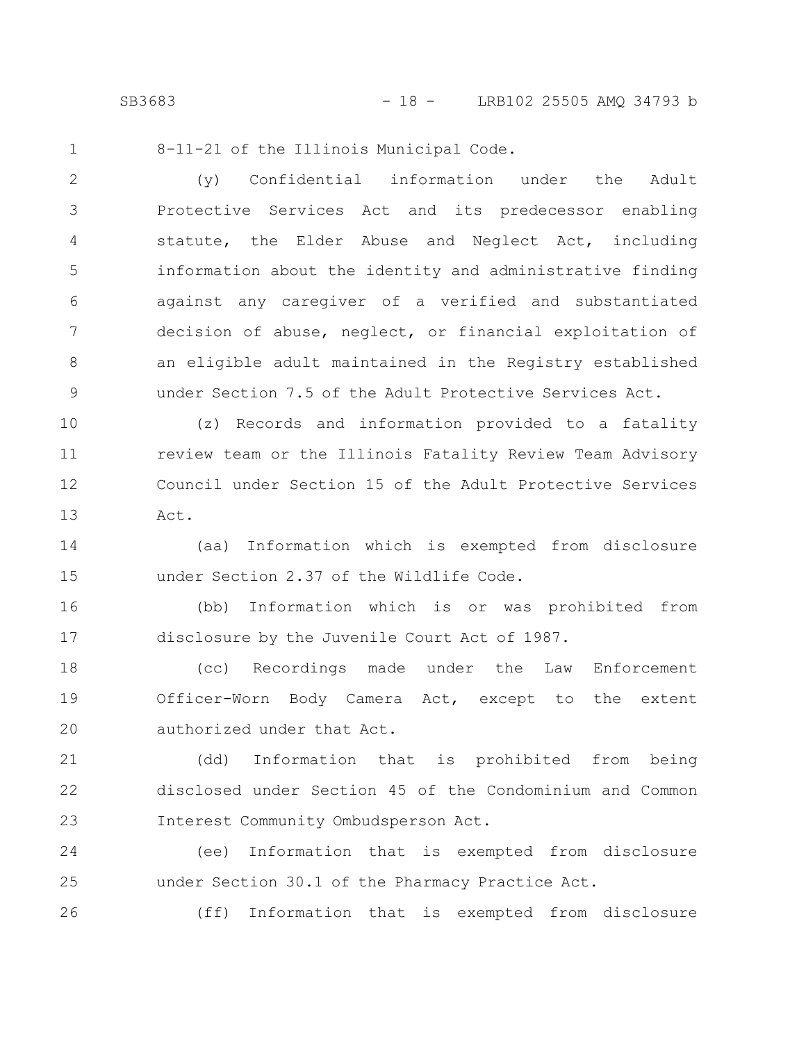8-11-21 of the Illinois Municipal Code.

(y) Confidential information under the Adult Protective Services Act and its predecessor enabling statute, the Elder Abuse and Neglect Act, including information about the identity and administrative finding against any caregiver of a verified and substantiated decision of abuse, neglect, or financial exploitation of an eligible adult maintained in the Registry established under Section 7.5 of the Adult Protective Services Act.

(z) Records and information provided to a fatality review team or the Illinois Fatality Review Team Advisory Council under Section 15 of the Adult Protective Services Act.

(aa) Information which is exempted from disclosure under Section 2.37 of the Wildlife Code.

(bb) Information which is or was prohibited from disclosure by the Juvenile Court Act of 1987.

(cc) Recordings made under the Law Enforcement Officer-Worn Body Camera Act, except to the extent authorized under that Act.

(dd) Information that is prohibited from being disclosed under Section 45 of the Condominium and Common Interest Community Ombudsperson Act.

(ee) Information that is exempted from disclosure under Section 30.1 of the Pharmacy Practice Act.

(ff) Information that is exempted from disclosure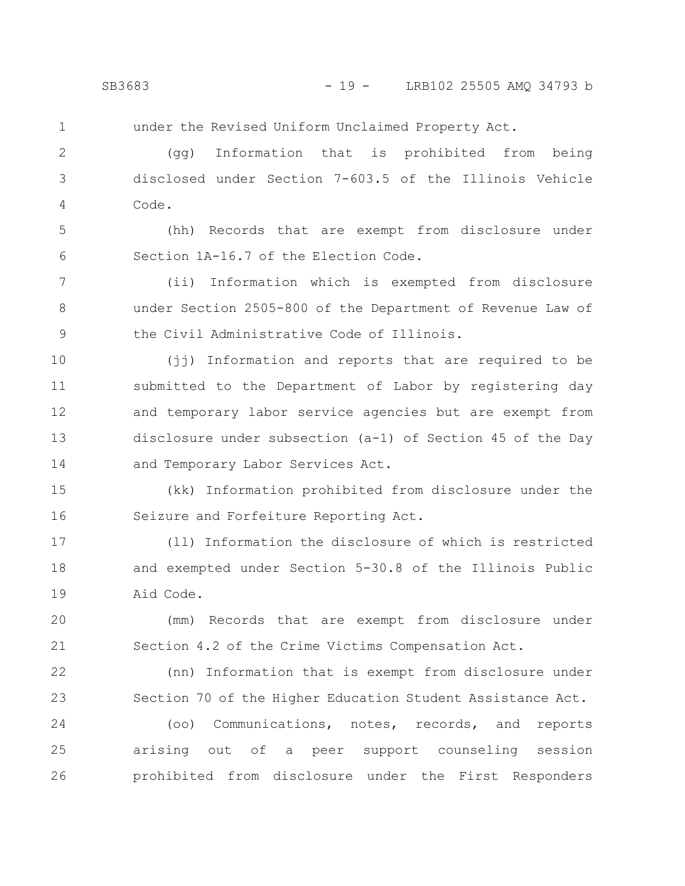under the Revised Uniform Unclaimed Property Act.

(gg) Information that is prohibited from being disclosed under Section 7-603.5 of the Illinois Vehicle Code.

(hh) Records that are exempt from disclosure under Section 1A-16.7 of the Election Code.

(ii) Information which is exempted from disclosure under Section 2505-800 of the Department of Revenue Law of the Civil Administrative Code of Illinois.

(jj) Information and reports that are required to be submitted to the Department of Labor by registering day and temporary labor service agencies but are exempt from disclosure under subsection (a-1) of Section 45 of the Day and Temporary Labor Services Act.

(kk) Information prohibited from disclosure under the Seizure and Forfeiture Reporting Act.

(ll) Information the disclosure of which is restricted and exempted under Section 5-30.8 of the Illinois Public Aid Code.

(mm) Records that are exempt from disclosure under Section 4.2 of the Crime Victims Compensation Act.

(nn) Information that is exempt from disclosure under Section 70 of the Higher Education Student Assistance Act.

(oo) Communications, notes, records, and reports arising out of a peer support counseling session prohibited from disclosure under the First Responders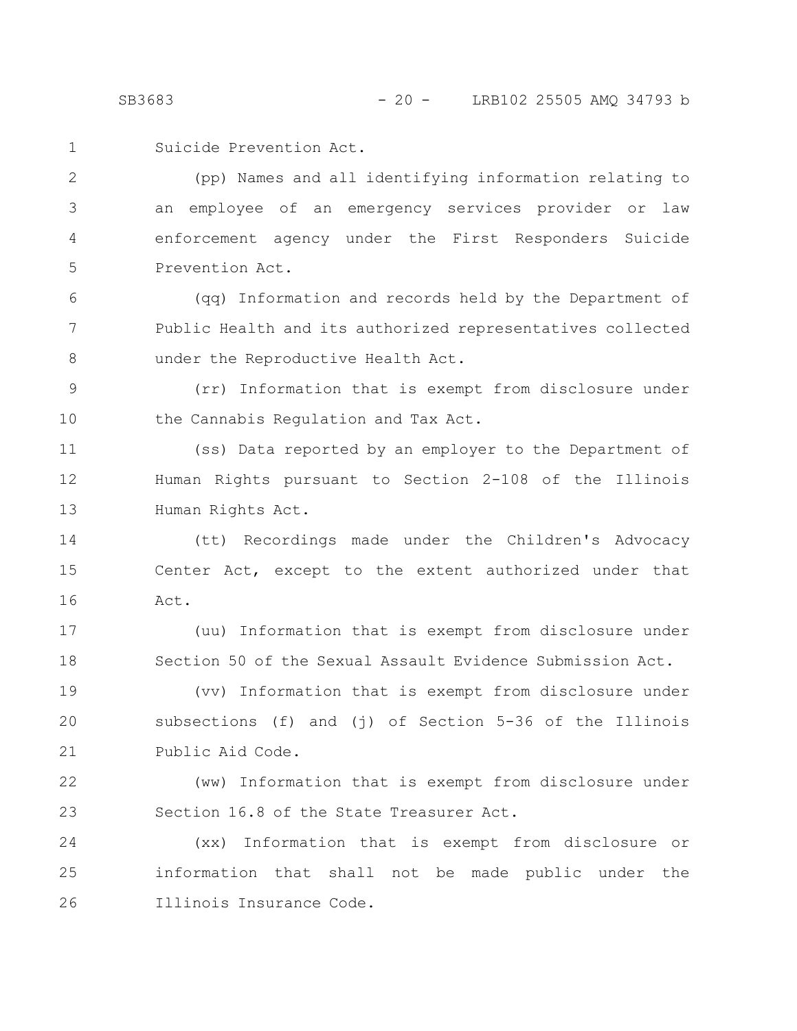Suicide Prevention Act.

(pp) Names and all identifying information relating to an employee of an emergency services provider or law enforcement agency under the First Responders Suicide Prevention Act.

(qq) Information and records held by the Department of Public Health and its authorized representatives collected under the Reproductive Health Act.

(rr) Information that is exempt from disclosure under the Cannabis Regulation and Tax Act.

(ss) Data reported by an employer to the Department of Human Rights pursuant to Section 2-108 of the Illinois Human Rights Act.

(tt) Recordings made under the Children's Advocacy Center Act, except to the extent authorized under that Act.

(uu) Information that is exempt from disclosure under Section 50 of the Sexual Assault Evidence Submission Act.

(vv) Information that is exempt from disclosure under subsections (f) and (j) of Section 5-36 of the Illinois Public Aid Code.

(ww) Information that is exempt from disclosure under Section 16.8 of the State Treasurer Act.

(xx) Information that is exempt from disclosure or information that shall not be made public under the Illinois Insurance Code.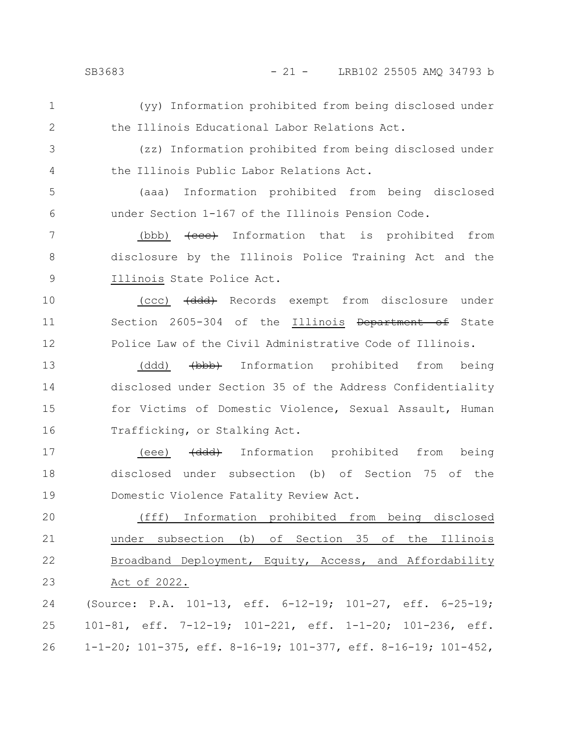(yy) Information prohibited from being disclosed under the Illinois Educational Labor Relations Act.

(zz) Information prohibited from being disclosed under the Illinois Public Labor Relations Act.

(aaa) Information prohibited from being disclosed under Section 1-167 of the Illinois Pension Code.

(bbb) ~~(ccc)~~ Information that is prohibited from disclosure by the Illinois Police Training Act and the Illinois State Police Act.

(ccc) ~~(ddd)~~ Records exempt from disclosure under Section 2605-304 of the Illinois ~~Department of~~ State Police Law of the Civil Administrative Code of Illinois.

(ddd) ~~(bbb)~~ Information prohibited from being disclosed under Section 35 of the Address Confidentiality for Victims of Domestic Violence, Sexual Assault, Human Trafficking, or Stalking Act.

(eee) ~~(ddd)~~ Information prohibited from being disclosed under subsection (b) of Section 75 of the Domestic Violence Fatality Review Act.

(fff) Information prohibited from being disclosed under subsection (b) of Section 35 of the Illinois Broadband Deployment, Equity, Access, and Affordability Act of 2022.

(Source: P.A. 101-13, eff. 6-12-19; 101-27, eff. 6-25-19; 101-81, eff. 7-12-19; 101-221, eff. 1-1-20; 101-236, eff. 1-1-20; 101-375, eff. 8-16-19; 101-377, eff. 8-16-19; 101-452,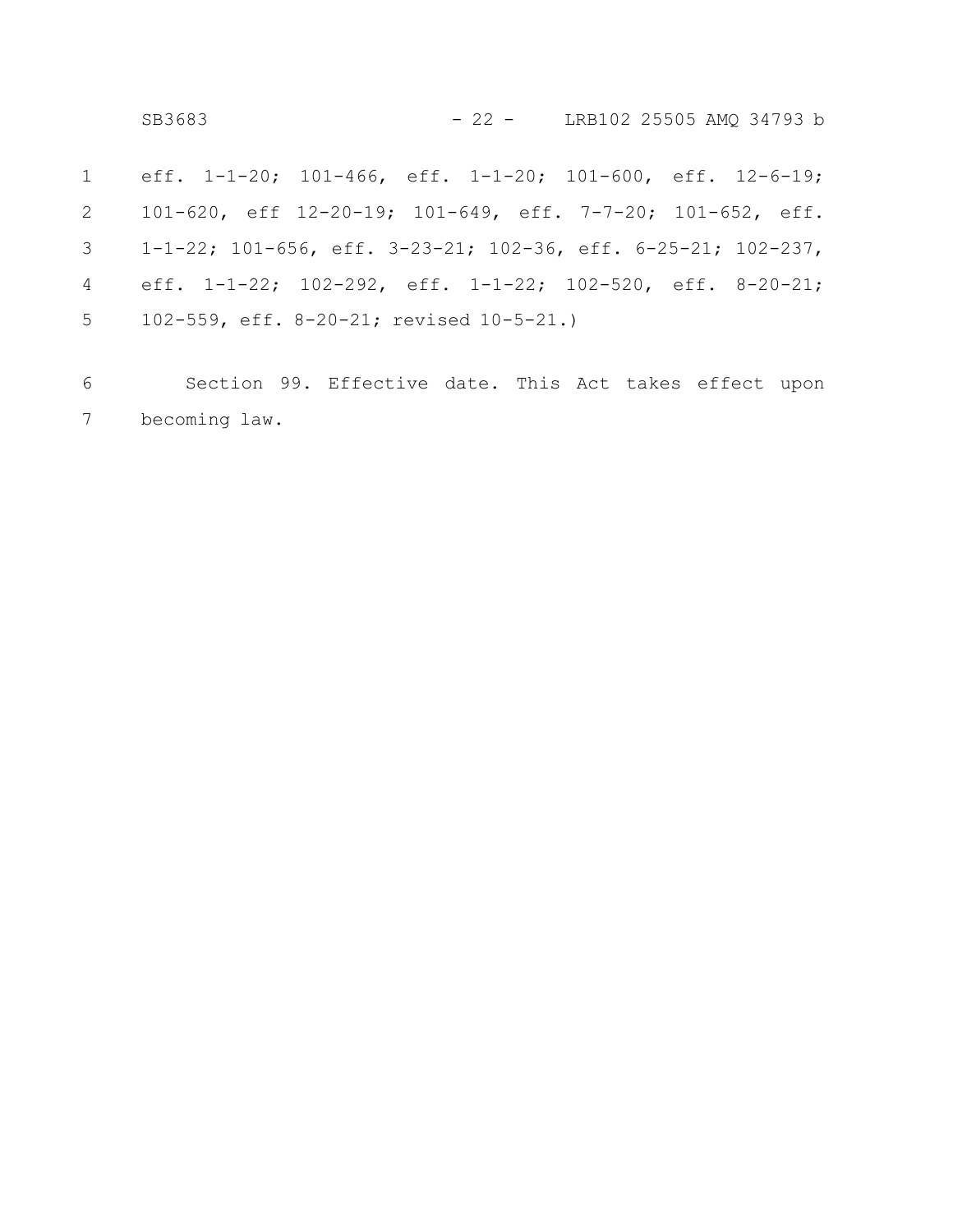eff. 1-1-20; 101-466, eff. 1-1-20; 101-600, eff. 12-6-19; 101-620, eff 12-20-19; 101-649, eff. 7-7-20; 101-652, eff. 1-1-22; 101-656, eff. 3-23-21; 102-36, eff. 6-25-21; 102-237, eff. 1-1-22; 102-292, eff. 1-1-22; 102-520, eff. 8-20-21; 102-559, eff. 8-20-21; revised 10-5-21.)

Section 99. Effective date. This Act takes effect upon becoming law.